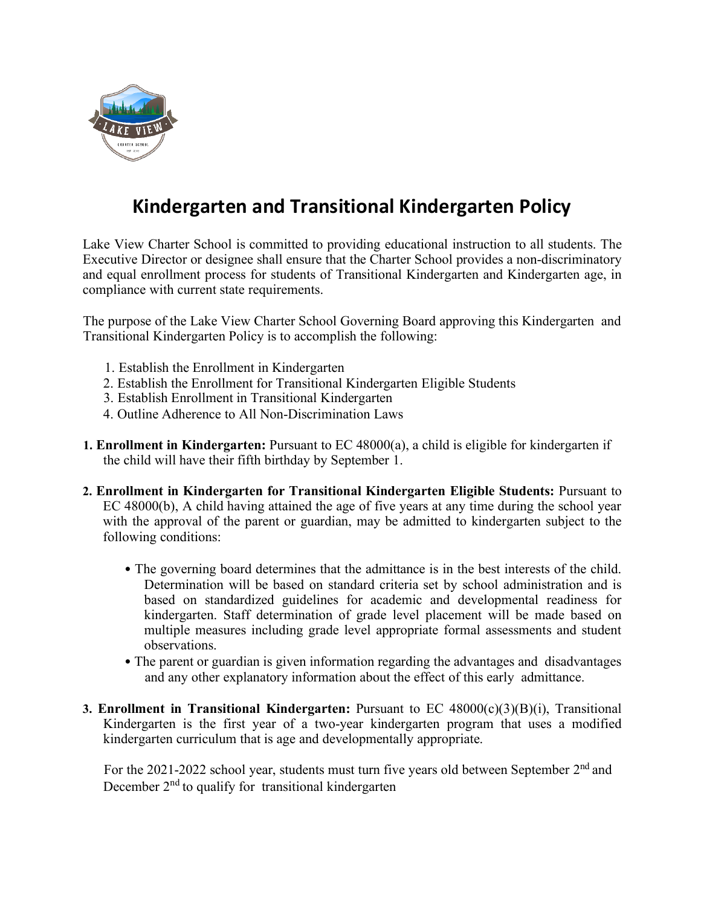# Kindergarten and Transitional Kindergarten Policy

Lake View Charter School is committed to providing educational instruction to all students. The Executive Director or designee shall ensure that the Charter School provides a non-discriminatory and equal enrollment process for students of Transitional Kindergarten and Kindergarten age, in compliance with current state requirements.

The purpose of the Lake View Charter School Governing Board approving this Kindergarten and Transitional Kindergarten Policy is to accomplish the following:

1. Establish the Enrollment in Kindergarten
2. Establish the Enrollment for Transitional Kindergarten Eligible Students
3. Establish Enrollment in Transitional Kindergarten
4. Outline Adherence to All Non-Discrimination Laws

**1. Enrollment in Kindergarten:** Pursuant to EC 48000(a), a child is eligible for kindergarten if the child will have their fifth birthday by September 1.

**2. Enrollment in Kindergarten for Transitional Kindergarten Eligible Students:** Pursuant to EC 48000(b), A child having attained the age of five years at any time during the school year with the approval of the parent or guardian, may be admitted to kindergarten subject to the following conditions:

- The governing board determines that the admittance is in the best interests of the child. Determination will be based on standard criteria set by school administration and is based on standardized guidelines for academic and developmental readiness for kindergarten. Staff determination of grade level placement will be made based on multiple measures including grade level appropriate formal assessments and student observations.
- The parent or guardian is given information regarding the advantages and disadvantages and any other explanatory information about the effect of this early admittance.

**3. Enrollment in Transitional Kindergarten:** Pursuant to EC 48000(c)(3)(B)(i), Transitional Kindergarten is the first year of a two-year kindergarten program that uses a modified kindergarten curriculum that is age and developmentally appropriate.

For the 2021-2022 school year, students must turn five years old between September 2nd and December 2nd to qualify for transitional kindergarten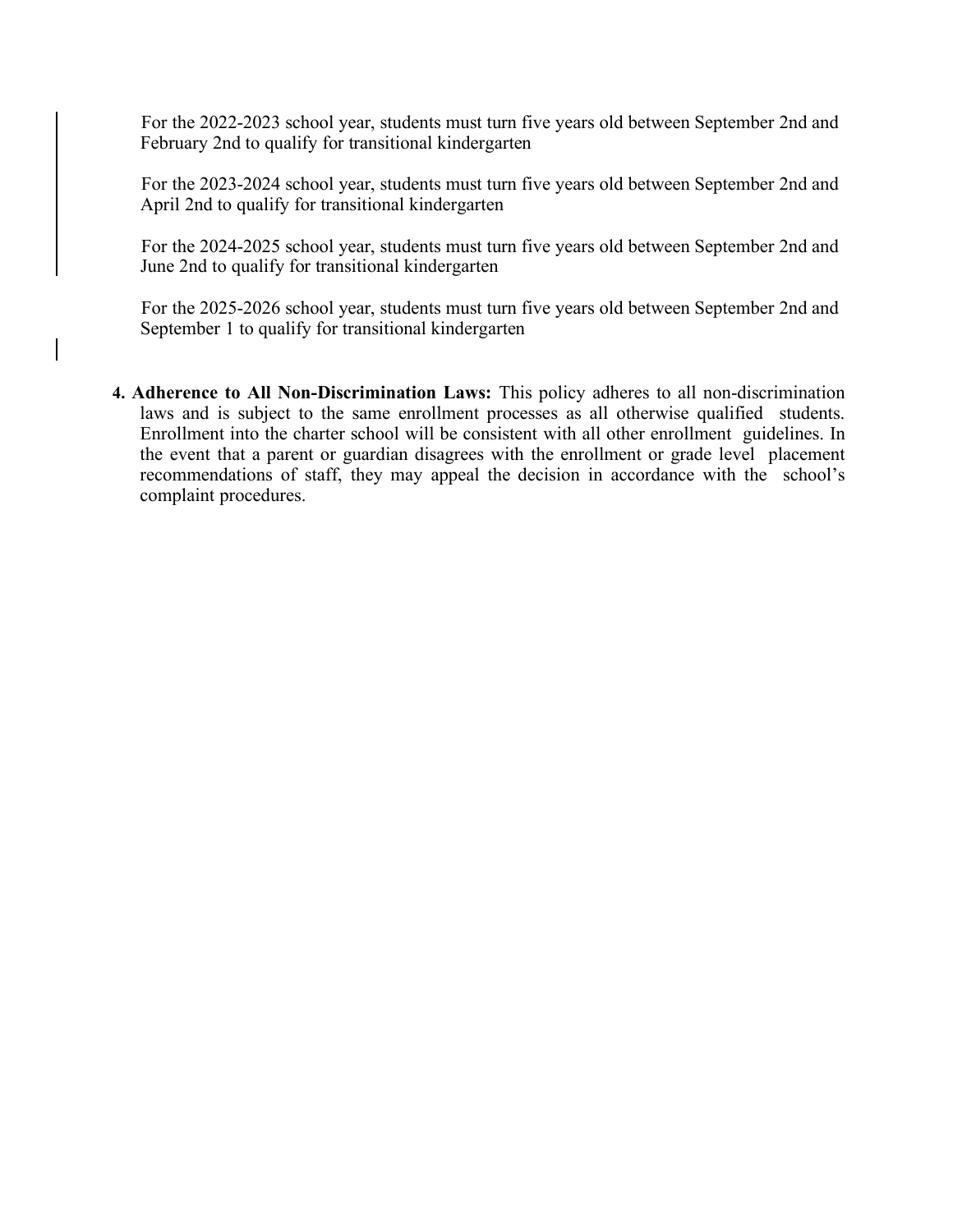For the 2022-2023 school year, students must turn five years old between September 2nd and February 2nd to qualify for transitional kindergarten

For the 2023-2024 school year, students must turn five years old between September 2nd and April 2nd to qualify for transitional kindergarten

For the 2024-2025 school year, students must turn five years old between September 2nd and June 2nd to qualify for transitional kindergarten

For the 2025-2026 school year, students must turn five years old between September 2nd and September 1 to qualify for transitional kindergarten

4. **Adherence to All Non-Discrimination Laws:** This policy adheres to all non-discrimination laws and is subject to the same enrollment processes as all otherwise qualified students. Enrollment into the charter school will be consistent with all other enrollment guidelines. In the event that a parent or guardian disagrees with the enrollment or grade level placement recommendations of staff, they may appeal the decision in accordance with the school's complaint procedures.